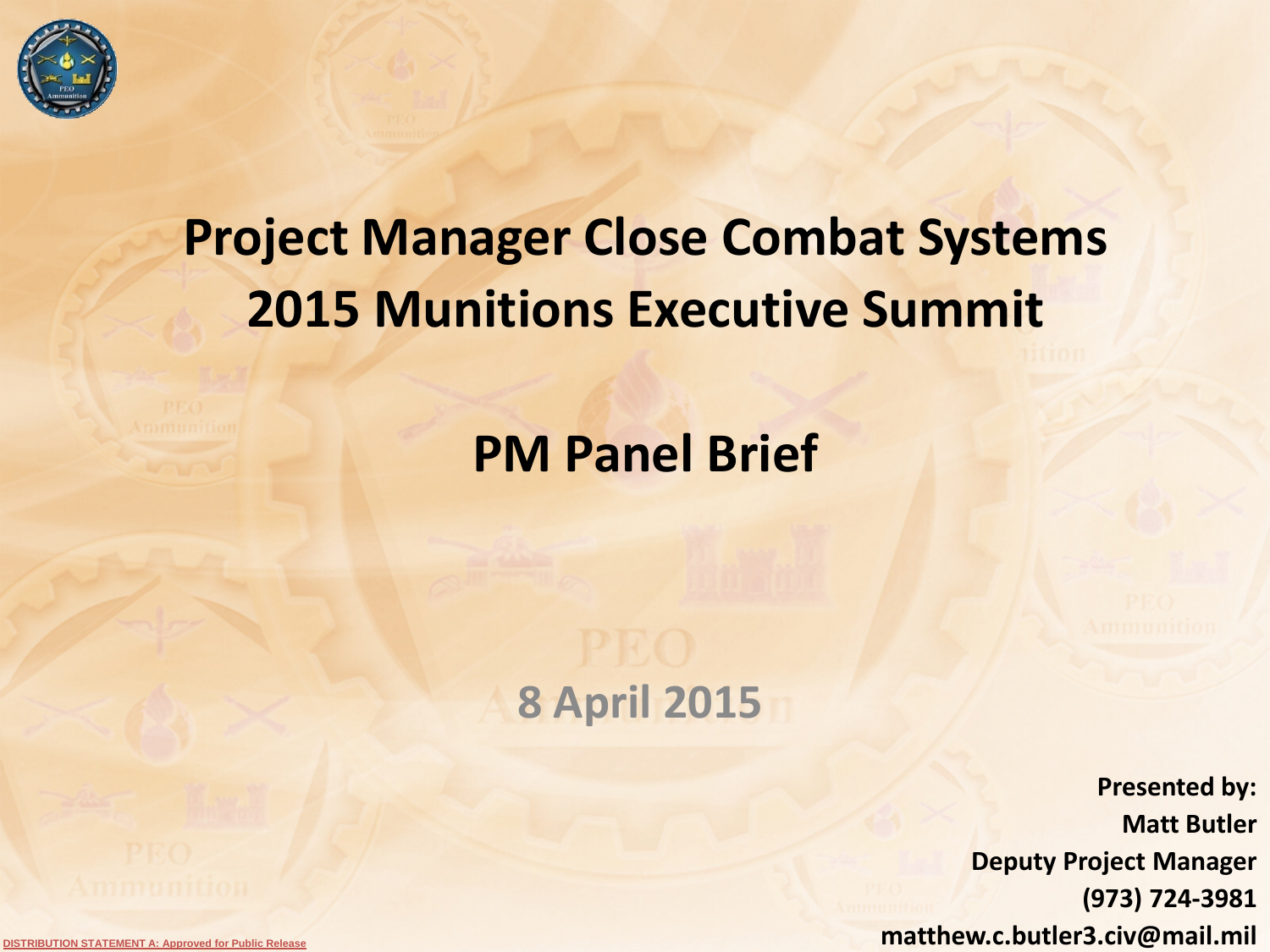# Project Manager Close Combat Systems 2015 Munitions Executive Summit

## PM Panel Brief

**8 April 2015**

**Presented by:**
**Matt Butler**
**Deputy Project Manager**
**(973) 724-3981**
**matthew.c.butler3.civ@mail.mil**

DISTRIBUTION STATEMENT A: Approved for Public Release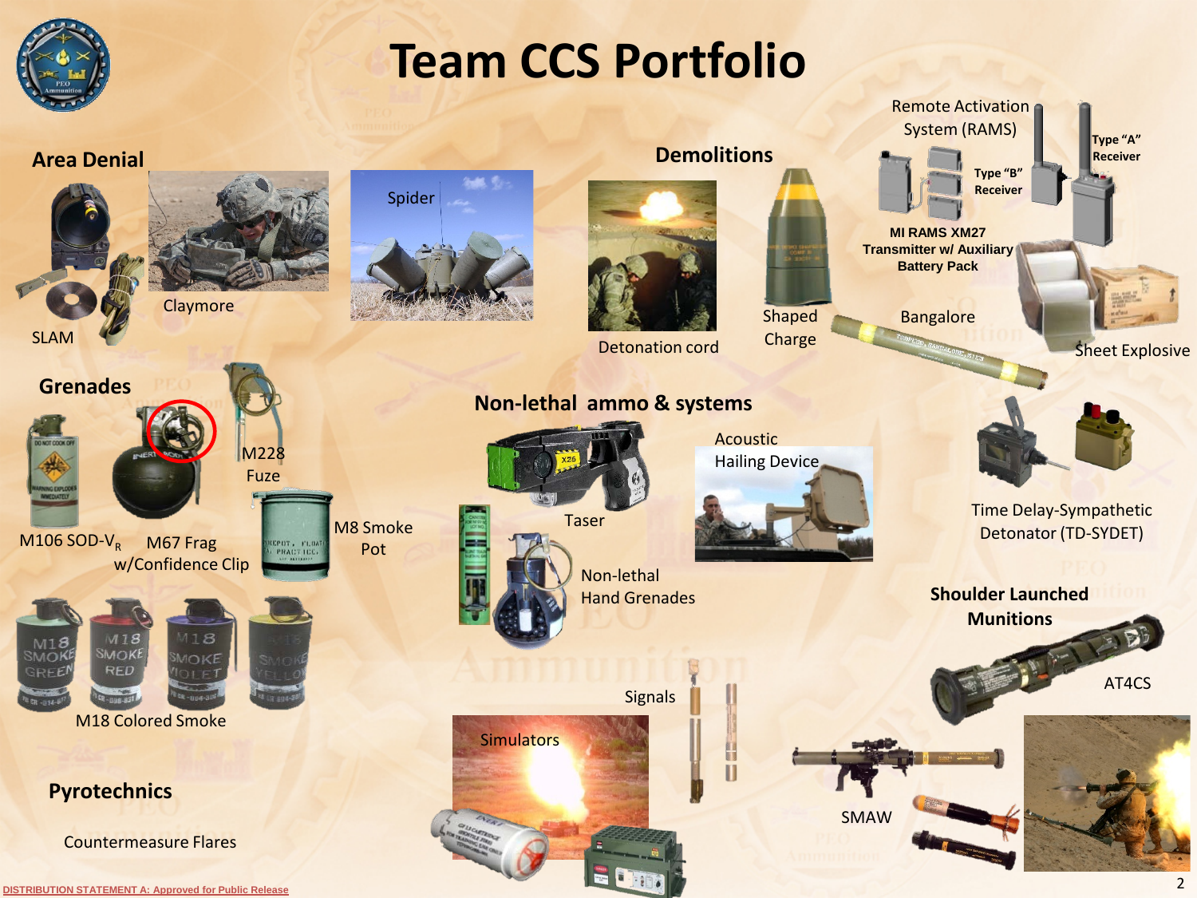# Team CCS Portfolio

## Area Denial

- SLAM
- Claymore
- Spider

## Demolitions

- Detonation cord
- Shaped Charge
- Bangalore
- Remote Activation System (RAMS)
  - Type "A" Receiver
  - Type "B" Receiver
  - MI RAMS XM27 Transmitter w/ Auxiliary Battery Pack
- Sheet Explosive
- Time Delay-Sympathetic Detonator (TD-SYDET)

## Grenades

- M106 SOD-V$_R$
- M67 Frag w/Confidence Clip
- M228 Fuze
- M8 Smoke Pot
- M18 Colored Smoke

## Non-lethal ammo & systems

- Taser
- Acoustic Hailing Device
- Non-lethal Hand Grenades

## Pyrotechnics

- Countermeasure Flares
- Signals
- Simulators

## Shoulder Launched Munitions

- AT4CS
- SMAW

DISTRIBUTION STATEMENT A: Approved for Public Release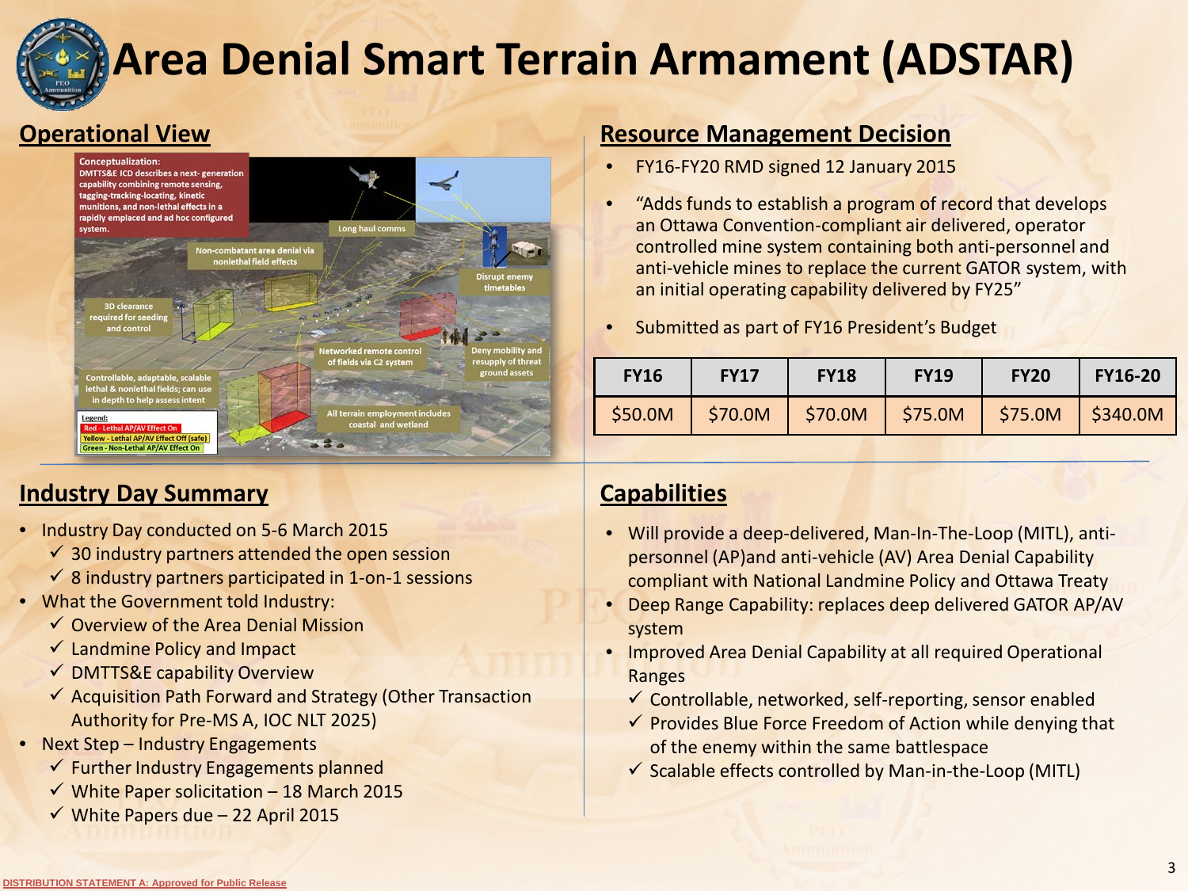# Area Denial Smart Terrain Armament (ADSTAR)

## Operational View

Conceptualization: DMTTS&E ICD describes a next- generation capability combining remote sensing, tagging-tracking-locating, kinetic munitions, and non-lethal effects in a rapidly emplaced and ad hoc configured system.

Long haul comms

Non-combatant area denial via nonlethal field effects

Disrupt enemy timetables

3D clearance required for seeding and control

Networked remote control of fields via C2 system

Deny mobility and resupply of threat ground assets

Controllable, adaptable, scalable lethal & nonlethal fields; can use in depth to help assess intent

All terrain employment includes coastal and wetland

Legend:
- Red - Lethal AP/AV Effect On
- Yellow - Lethal AP/AV Effect Off (safe)
- Green - Non-Lethal AP/AV Effect On

## Industry Day Summary

- Industry Day conducted on 5-6 March 2015
  - ✓ 30 industry partners attended the open session
  - ✓ 8 industry partners participated in 1-on-1 sessions
- What the Government told Industry:
  - ✓ Overview of the Area Denial Mission
  - ✓ Landmine Policy and Impact
  - ✓ DMTTS&E capability Overview
  - ✓ Acquisition Path Forward and Strategy (Other Transaction Authority for Pre-MS A, IOC NLT 2025)
- Next Step – Industry Engagements
  - ✓ Further Industry Engagements planned
  - ✓ White Paper solicitation – 18 March 2015
  - ✓ White Papers due – 22 April 2015

## Resource Management Decision

- FY16-FY20 RMD signed 12 January 2015
- "Adds funds to establish a program of record that develops an Ottawa Convention-compliant air delivered, operator controlled mine system containing both anti-personnel and anti-vehicle mines to replace the current GATOR system, with an initial operating capability delivered by FY25"
- Submitted as part of FY16 President's Budget

| FY16 | FY17 | FY18 | FY19 | FY20 | FY16-20 |
|---|---|---|---|---|---|
| $50.0M | $70.0M | $70.0M | $75.0M | $75.0M | $340.0M |

## Capabilities

- Will provide a deep-delivered, Man-In-The-Loop (MITL), anti-personnel (AP)and anti-vehicle (AV) Area Denial Capability compliant with National Landmine Policy and Ottawa Treaty
- Deep Range Capability: replaces deep delivered GATOR AP/AV system
- Improved Area Denial Capability at all required Operational Ranges
  - ✓ Controllable, networked, self-reporting, sensor enabled
  - ✓ Provides Blue Force Freedom of Action while denying that of the enemy within the same battlespace
  - ✓ Scalable effects controlled by Man-in-the-Loop (MITL)

DISTRIBUTION STATEMENT A: Approved for Public Release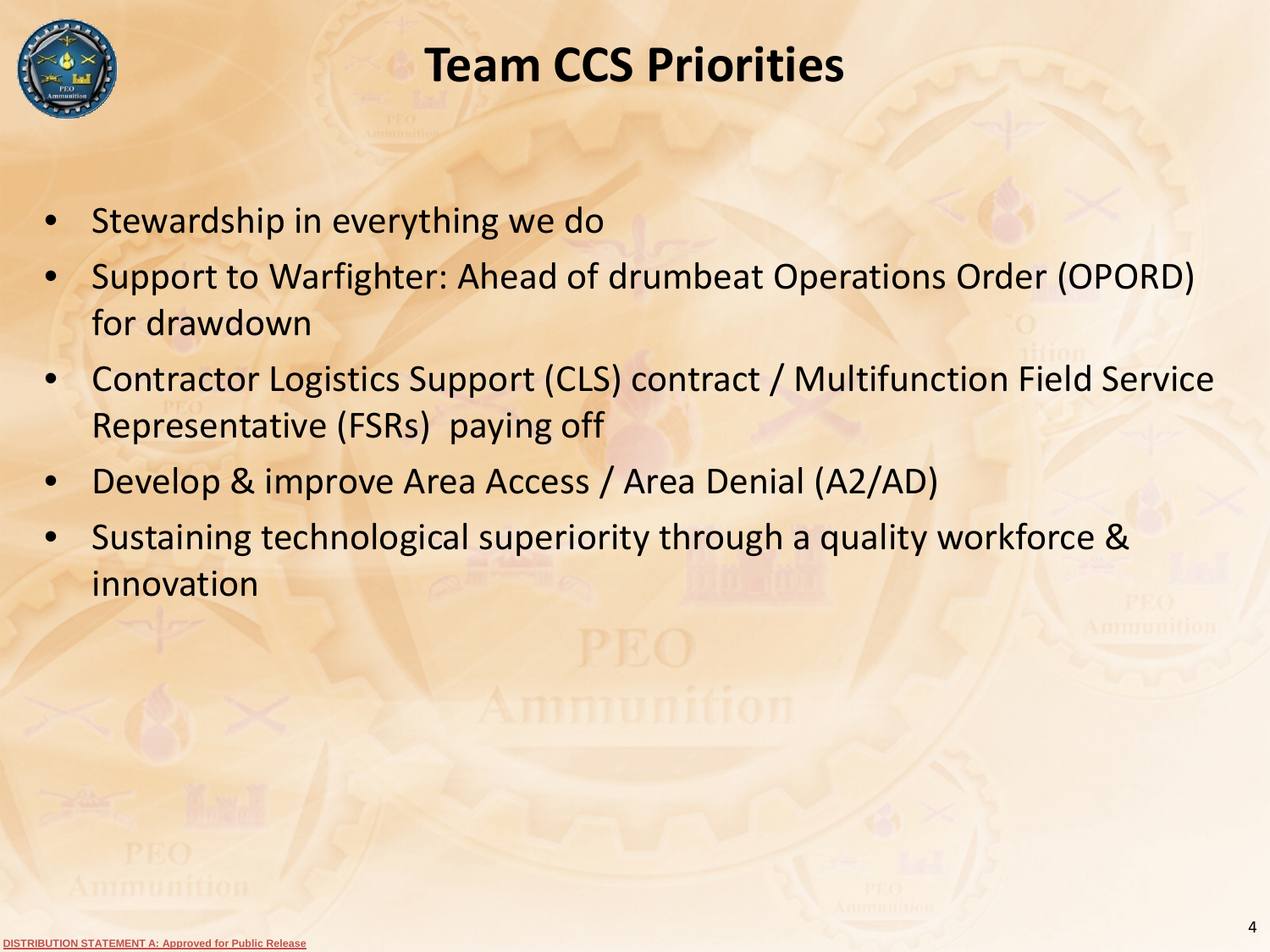# Team CCS Priorities

- Stewardship in everything we do
- Support to Warfighter: Ahead of drumbeat Operations Order (OPORD) for drawdown
- Contractor Logistics Support (CLS) contract / Multifunction Field Service Representative (FSRs) paying off
- Develop & improve Area Access / Area Denial (A2/AD)
- Sustaining technological superiority through a quality workforce & innovation

DISTRIBUTION STATEMENT A: Approved for Public Release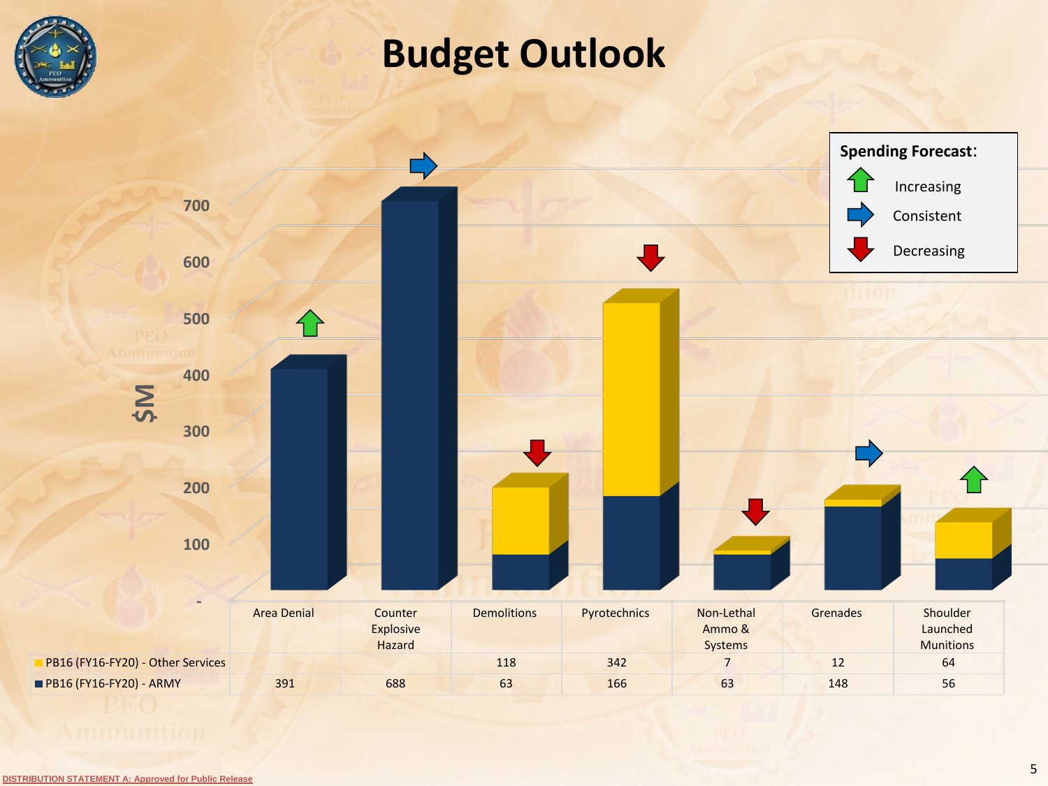# Budget Outlook

**Spending Forecast:**

- Increasing
- Consistent
- Decreasing

| | Area Denial | Counter Explosive Hazard | Demolitions | Pyrotechnics | Non-Lethal Ammo & Systems | Grenades | Shoulder Launched Munitions |
|---|---|---|---|---|---|---|---|
| PB16 (FY16-FY20) - Other Services | | | 118 | 342 | 7 | 12 | 64 |
| PB16 (FY16-FY20) - ARMY | 391 | 688 | 63 | 166 | 63 | 148 | 56 |
| Spending Forecast | Increasing | Consistent | Decreasing | Decreasing | Decreasing | Consistent | Increasing |

$M

DISTRIBUTION STATEMENT A: Approved for Public Release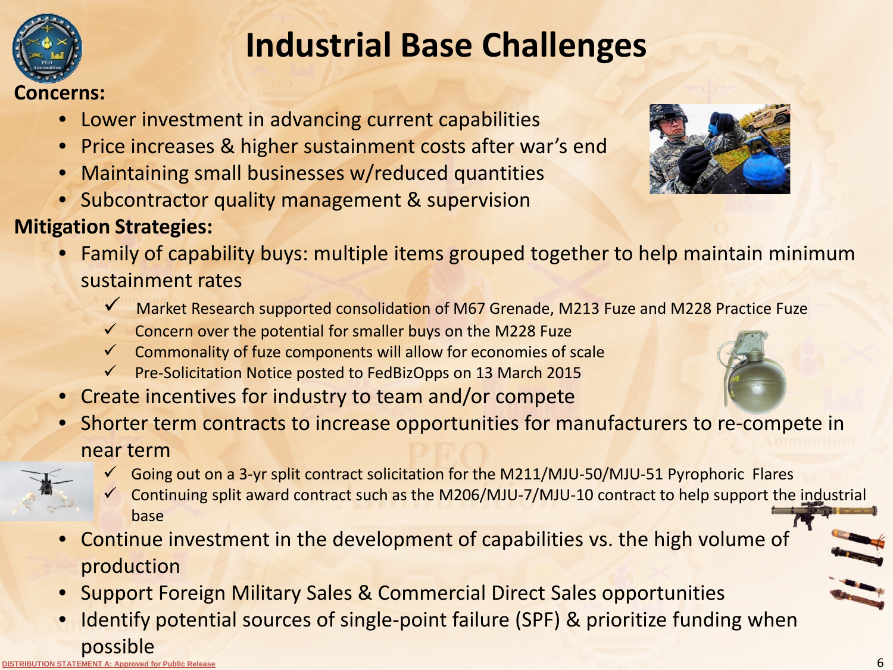# Industrial Base Challenges

**Concerns:**

- Lower investment in advancing current capabilities
- Price increases & higher sustainment costs after war's end
- Maintaining small businesses w/reduced quantities
- Subcontractor quality management & supervision

**Mitigation Strategies:**

- Family of capability buys: multiple items grouped together to help maintain minimum sustainment rates
  - ✓ Market Research supported consolidation of M67 Grenade, M213 Fuze and M228 Practice Fuze
  - ✓ Concern over the potential for smaller buys on the M228 Fuze
  - ✓ Commonality of fuze components will allow for economies of scale
  - ✓ Pre-Solicitation Notice posted to FedBizOpps on 13 March 2015
- Create incentives for industry to team and/or compete
- Shorter term contracts to increase opportunities for manufacturers to re-compete in near term
  - ✓ Going out on a 3-yr split contract solicitation for the M211/MJU-50/MJU-51 Pyrophoric Flares
  - ✓ Continuing split award contract such as the M206/MJU-7/MJU-10 contract to help support the industrial base
- Continue investment in the development of capabilities vs. the high volume of production
- Support Foreign Military Sales & Commercial Direct Sales opportunities
- Identify potential sources of single-point failure (SPF) & prioritize funding when possible

DISTRIBUTION STATEMENT A: Approved for Public Release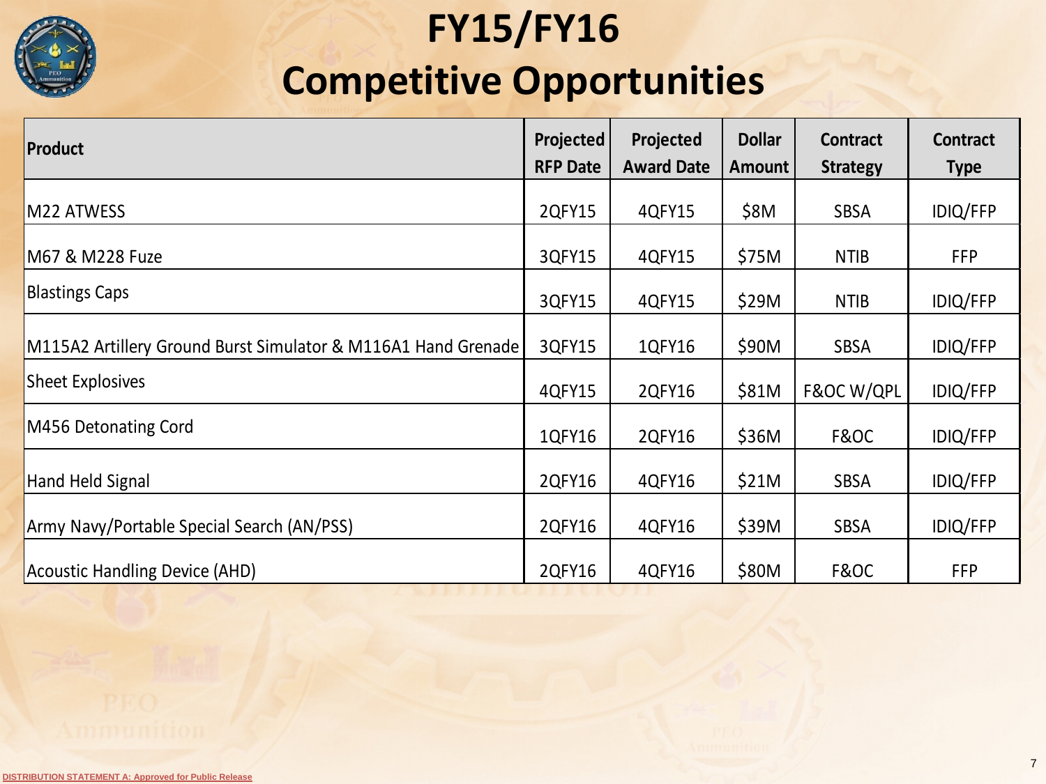# FY15/FY16 Competitive Opportunities

| Product | Projected RFP Date | Projected Award Date | Dollar Amount | Contract Strategy | Contract Type |
|---|---|---|---|---|---|
| M22 ATWESS | 2QFY15 | 4QFY15 | $8M | SBSA | IDIQ/FFP |
| M67 & M228 Fuze | 3QFY15 | 4QFY15 | $75M | NTIB | FFP |
| Blastings Caps | 3QFY15 | 4QFY15 | $29M | NTIB | IDIQ/FFP |
| M115A2 Artillery Ground Burst Simulator & M116A1 Hand Grenade | 3QFY15 | 1QFY16 | $90M | SBSA | IDIQ/FFP |
| Sheet Explosives | 4QFY15 | 2QFY16 | $81M | F&OC W/QPL | IDIQ/FFP |
| M456 Detonating Cord | 1QFY16 | 2QFY16 | $36M | F&OC | IDIQ/FFP |
| Hand Held Signal | 2QFY16 | 4QFY16 | $21M | SBSA | IDIQ/FFP |
| Army Navy/Portable Special Search (AN/PSS) | 2QFY16 | 4QFY16 | $39M | SBSA | IDIQ/FFP |
| Acoustic Handling Device (AHD) | 2QFY16 | 4QFY16 | $80M | F&OC | FFP |

DISTRIBUTION STATEMENT A: Approved for Public Release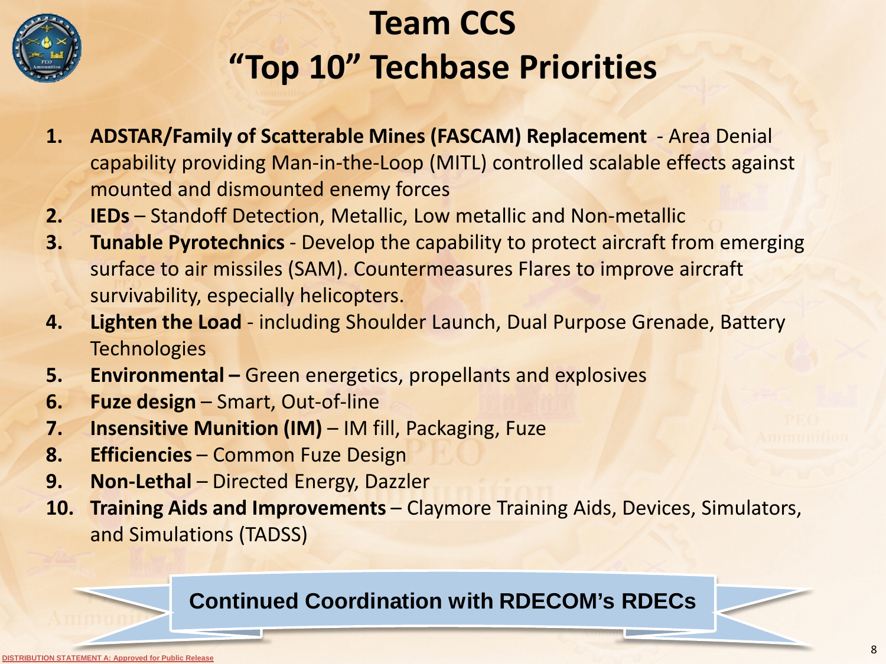# Team CCS
# "Top 10" Techbase Priorities

1. **ADSTAR/Family of Scatterable Mines (FASCAM) Replacement** - Area Denial capability providing Man-in-the-Loop (MITL) controlled scalable effects against mounted and dismounted enemy forces
2. **IEDs** – Standoff Detection, Metallic, Low metallic and Non-metallic
3. **Tunable Pyrotechnics** - Develop the capability to protect aircraft from emerging surface to air missiles (SAM). Countermeasures Flares to improve aircraft survivability, especially helicopters.
4. **Lighten the Load** - including Shoulder Launch, Dual Purpose Grenade, Battery Technologies
5. **Environmental –** Green energetics, propellants and explosives
6. **Fuze design** – Smart, Out-of-line
7. **Insensitive Munition (IM)** – IM fill, Packaging, Fuze
8. **Efficiencies** – Common Fuze Design
9. **Non-Lethal** – Directed Energy, Dazzler
10. **Training Aids and Improvements** – Claymore Training Aids, Devices, Simulators, and Simulations (TADSS)

**Continued Coordination with RDECOM's RDECs**

DISTRIBUTION STATEMENT A: Approved for Public Release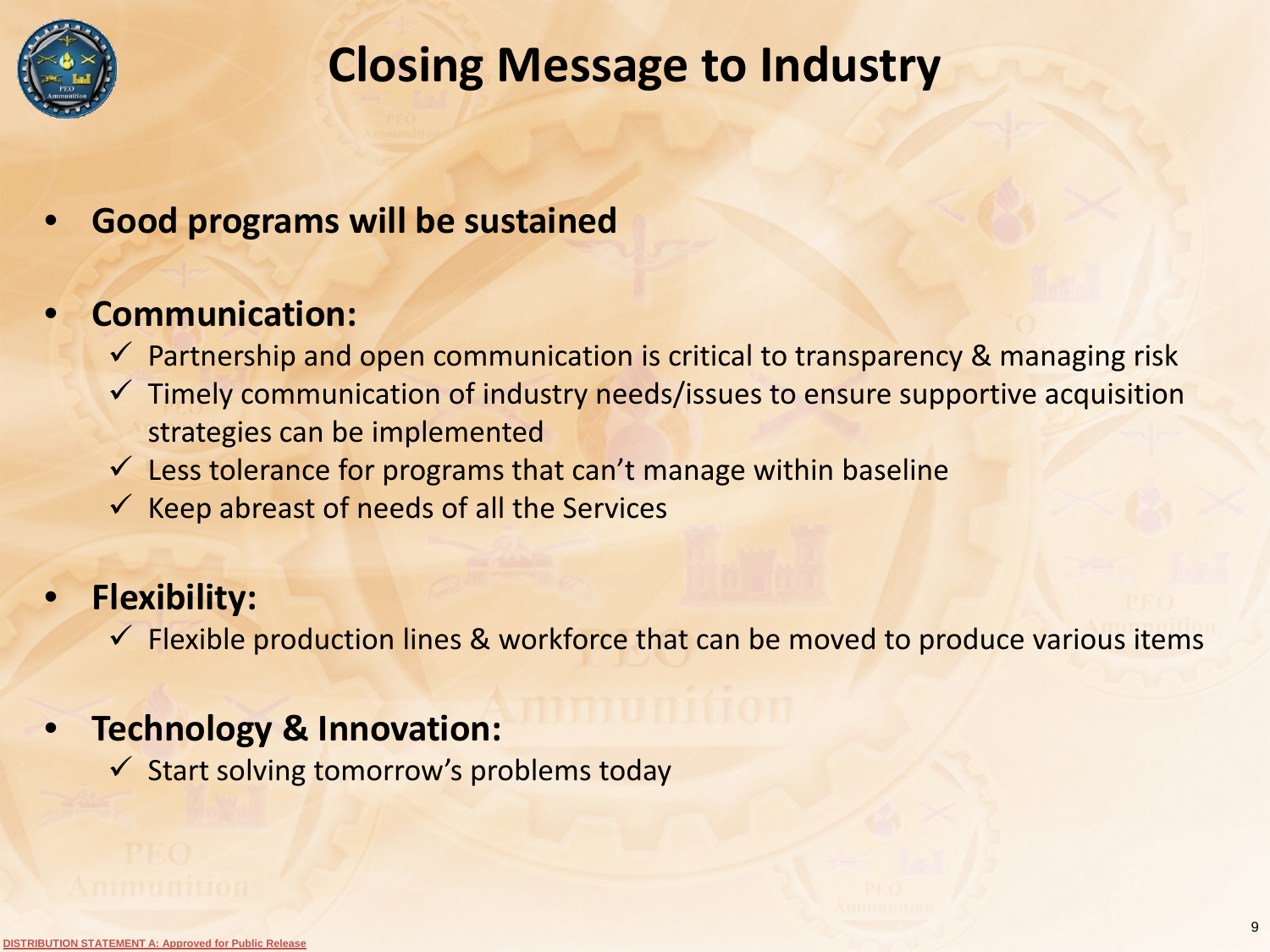# Closing Message to Industry

- **Good programs will be sustained**

- **Communication:**
  - ✓ Partnership and open communication is critical to transparency & managing risk
  - ✓ Timely communication of industry needs/issues to ensure supportive acquisition strategies can be implemented
  - ✓ Less tolerance for programs that can't manage within baseline
  - ✓ Keep abreast of needs of all the Services

- **Flexibility:**
  - ✓ Flexible production lines & workforce that can be moved to produce various items

- **Technology & Innovation:**
  - ✓ Start solving tomorrow's problems today

DISTRIBUTION STATEMENT A: Approved for Public Release